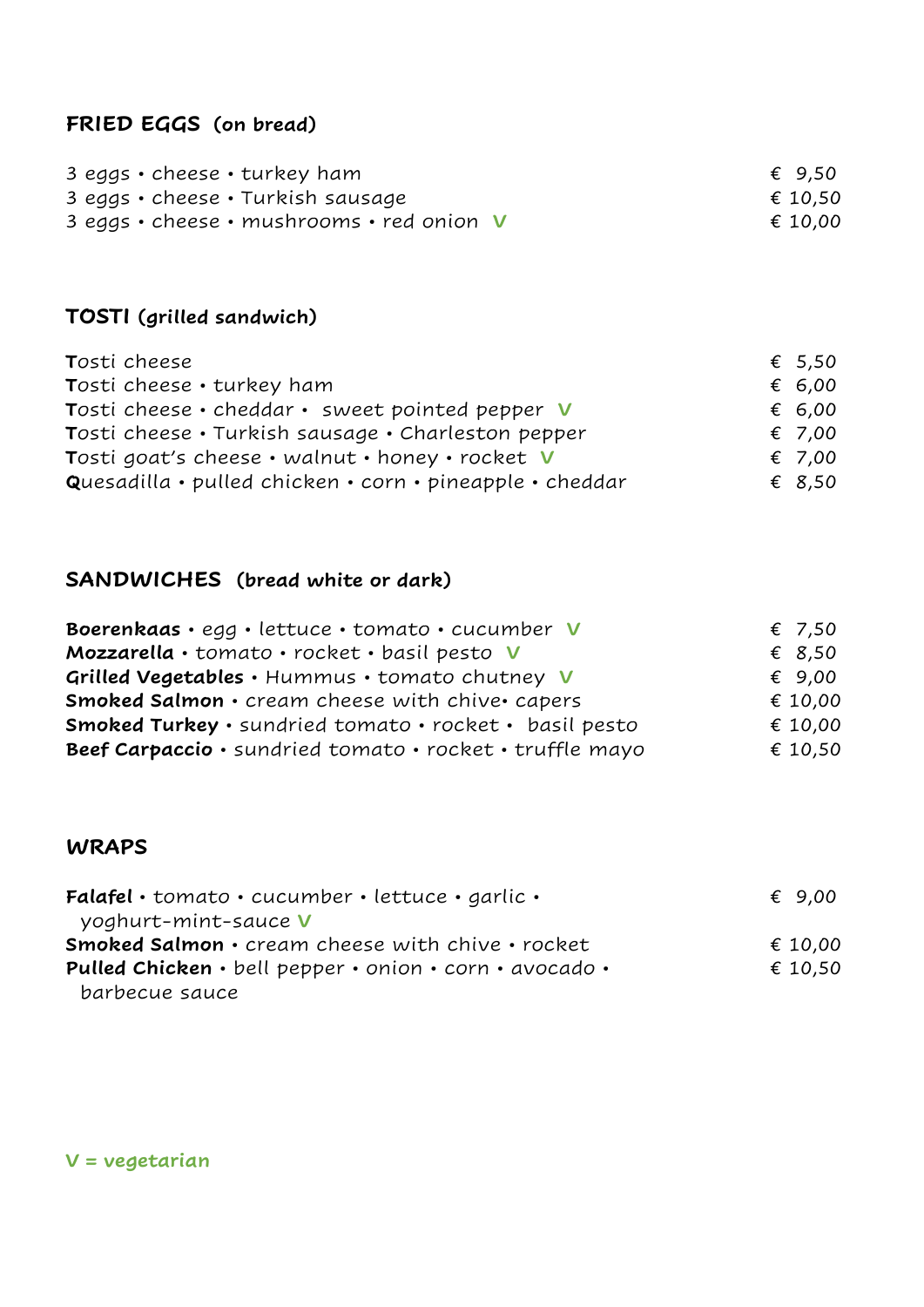## FRIED EGGS (on bread)

| | |
|---|---|
| 3 eggs • cheese • turkey ham | € 9,50 |
| 3 eggs • cheese • Turkish sausage | € 10,50 |
| 3 eggs • cheese • mushrooms • red onion V | € 10,00 |

## TOSTI (grilled sandwich)

| | |
|---|---|
| Tosti cheese | € 5,50 |
| Tosti cheese • turkey ham | € 6,00 |
| Tosti cheese • cheddar • sweet pointed pepper V | € 6,00 |
| Tosti cheese • Turkish sausage • Charleston pepper | € 7,00 |
| Tosti goat's cheese • walnut • honey • rocket V | € 7,00 |
| Quesadilla • pulled chicken • corn • pineapple • cheddar | € 8,50 |

## SANDWICHES (bread white or dark)

| | |
|---|---|
| **Boerenkaas** • egg • lettuce • tomato • cucumber V | € 7,50 |
| **Mozzarella** • tomato • rocket • basil pesto V | € 8,50 |
| **Grilled Vegetables** • Hummus • tomato chutney V | € 9,00 |
| **Smoked Salmon** • cream cheese with chive• capers | € 10,00 |
| **Smoked Turkey** • sundried tomato • rocket • basil pesto | € 10,00 |
| **Beef Carpaccio** • sundried tomato • rocket • truffle mayo | € 10,50 |

## WRAPS

| | |
|---|---|
| **Falafel** • tomato • cucumber • lettuce • garlic • yoghurt-mint-sauce V | € 9,00 |
| **Smoked Salmon** • cream cheese with chive • rocket | € 10,00 |
| **Pulled Chicken** • bell pepper • onion • corn • avocado • barbecue sauce | € 10,50 |

**V = vegetarian**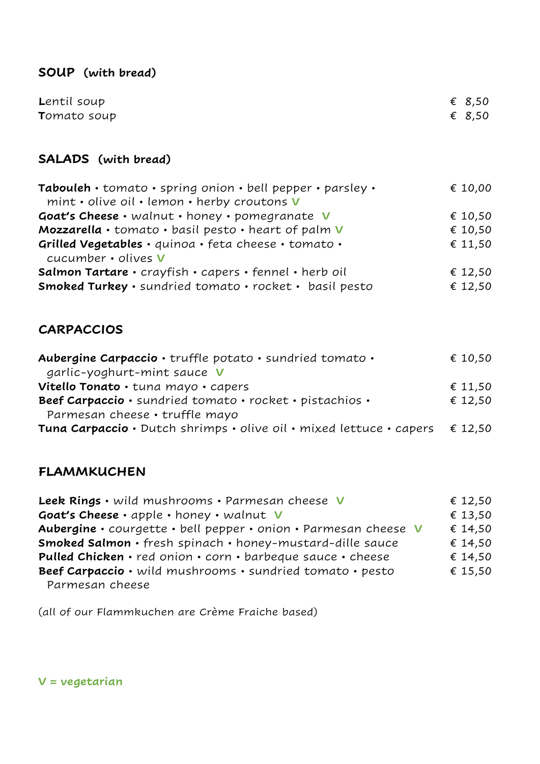## SOUP (with bread)

| | |
|---|---|
| Lentil soup | € 8,50 |
| Tomato soup | € 8,50 |

## SALADS (with bread)

| | |
|---|---|
| **Tabouleh** • tomato • spring onion • bell pepper • parsley • mint • olive oil • lemon • herby croutons V | € 10,00 |
| **Goat's Cheese** • walnut • honey • pomegranate V | € 10,50 |
| **Mozzarella** • tomato • basil pesto • heart of palm V | € 10,50 |
| **Grilled Vegetables** • quinoa • feta cheese • tomato • cucumber • olives V | € 11,50 |
| **Salmon Tartare** • crayfish • capers • fennel • herb oil | € 12,50 |
| **Smoked Turkey** • sundried tomato • rocket • basil pesto | € 12,50 |

## CARPACCIOS

| | |
|---|---|
| **Aubergine Carpaccio** • truffle potato • sundried tomato • garlic-yoghurt-mint sauce V | € 10,50 |
| **Vitello Tonato** • tuna mayo • capers | € 11,50 |
| **Beef Carpaccio** • sundried tomato • rocket • pistachios • Parmesan cheese • truffle mayo | € 12,50 |
| **Tuna Carpaccio** • Dutch shrimps • olive oil • mixed lettuce • capers | € 12,50 |

## FLAMMKUCHEN

| | |
|---|---|
| **Leek Rings** • wild mushrooms • Parmesan cheese V | € 12,50 |
| **Goat's Cheese** • apple • honey • walnut V | € 13,50 |
| **Aubergine** • courgette • bell pepper • onion • Parmesan cheese V | € 14,50 |
| **Smoked Salmon** • fresh spinach • honey-mustard-dille sauce | € 14,50 |
| **Pulled Chicken** • red onion • corn • barbeque sauce • cheese | € 14,50 |
| **Beef Carpaccio** • wild mushrooms • sundried tomato • pesto Parmesan cheese | € 15,50 |

(all of our Flammkuchen are Crème Fraiche based)

**V = vegetarian**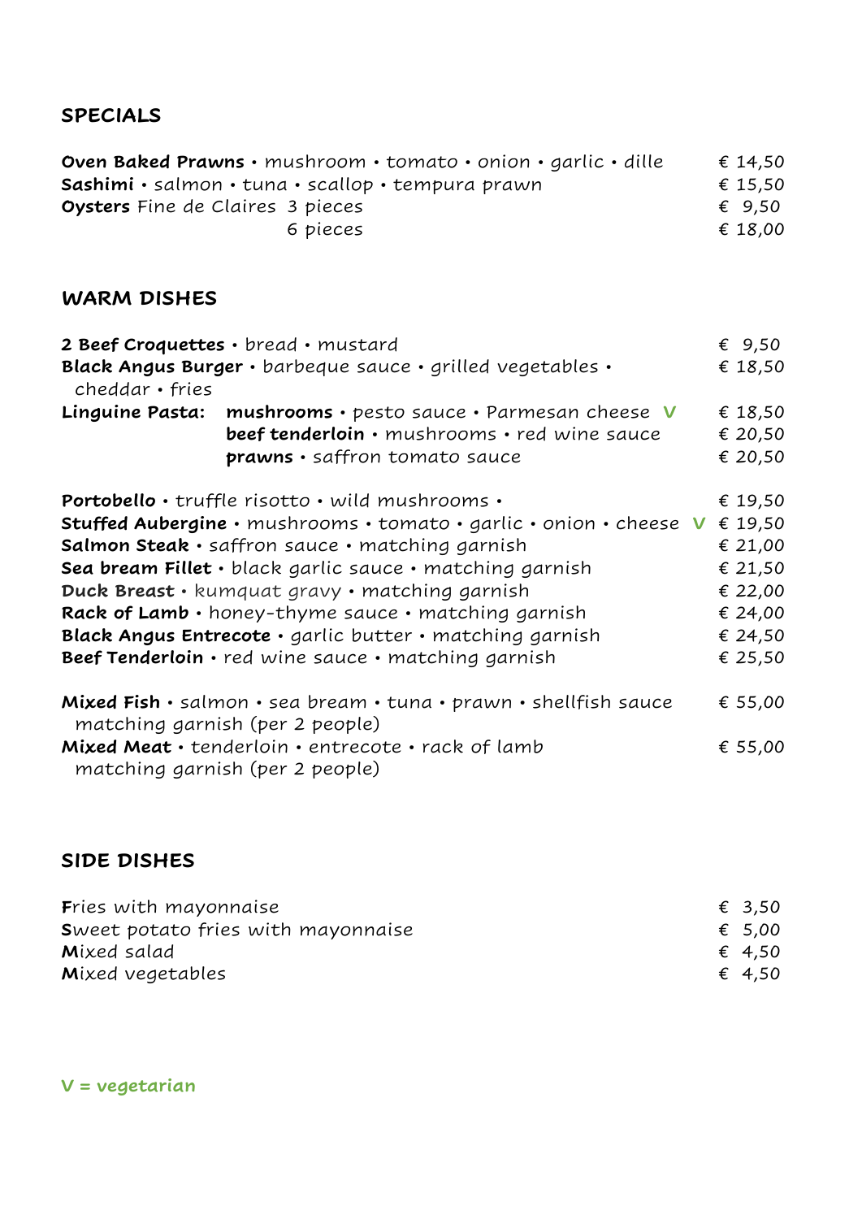## SPECIALS

| | |
|---|---|
| **Oven Baked Prawns** • mushroom • tomato • onion • garlic • dille | € 14,50 |
| **Sashimi** • salmon • tuna • scallop • tempura prawn | € 15,50 |
| **Oysters** Fine de Claires 3 pieces | € 9,50 |
| 6 pieces | € 18,00 |

## WARM DISHES

| | |
|---|---|
| **2 Beef Croquettes** • bread • mustard | € 9,50 |
| **Black Angus Burger** • barbeque sauce • grilled vegetables • cheddar • fries | € 18,50 |
| **Linguine Pasta:** **mushrooms** • pesto sauce • Parmesan cheese **V** | € 18,50 |
| **beef tenderloin** • mushrooms • red wine sauce | € 20,50 |
| **prawns** • saffron tomato sauce | € 20,50 |
| **Portobello** • truffle risotto • wild mushrooms • | € 19,50 |
| **Stuffed Aubergine** • mushrooms • tomato • garlic • onion • cheese **V** | € 19,50 |
| **Salmon Steak** • saffron sauce • matching garnish | € 21,00 |
| **Sea bream Fillet** • black garlic sauce • matching garnish | € 21,50 |
| **Duck Breast** • kumquat gravy • matching garnish | € 22,00 |
| **Rack of Lamb** • honey-thyme sauce • matching garnish | € 24,00 |
| **Black Angus Entrecote** • garlic butter • matching garnish | € 24,50 |
| **Beef Tenderloin** • red wine sauce • matching garnish | € 25,50 |
| **Mixed Fish** • salmon • sea bream • tuna • prawn • shellfish sauce matching garnish (per 2 people) | € 55,00 |
| **Mixed Meat** • tenderloin • entrecote • rack of lamb matching garnish (per 2 people) | € 55,00 |

## SIDE DISHES

| | |
|---|---|
| **F**ries with mayonnaise | € 3,50 |
| **S**weet potato fries with mayonnaise | € 5,00 |
| **M**ixed salad | € 4,50 |
| **M**ixed vegetables | € 4,50 |

**V = vegetarian**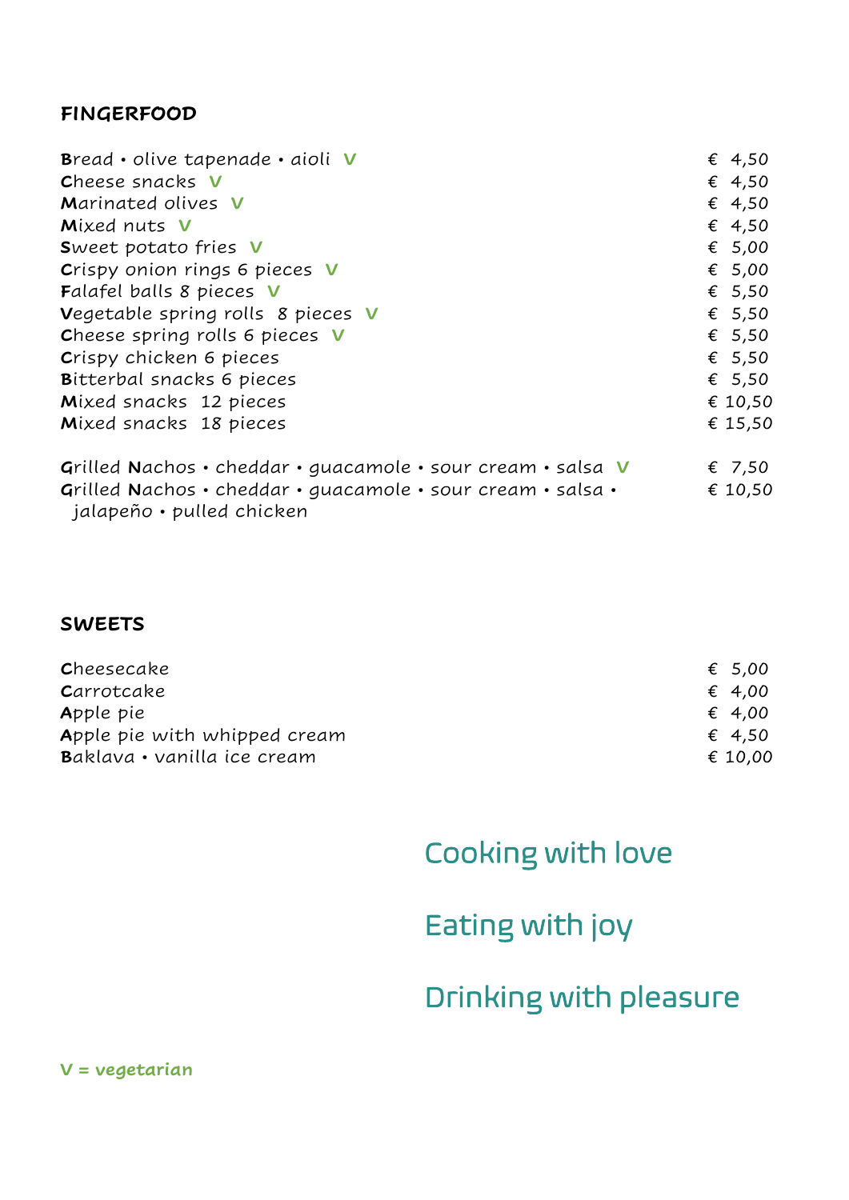## FINGERFOOD

| | |
|---|---|
| Bread • olive tapenade • aioli V | € 4,50 |
| Cheese snacks V | € 4,50 |
| Marinated olives V | € 4,50 |
| Mixed nuts V | € 4,50 |
| Sweet potato fries V | € 5,00 |
| Crispy onion rings 6 pieces V | € 5,00 |
| Falafel balls 8 pieces V | € 5,50 |
| Vegetable spring rolls 8 pieces V | € 5,50 |
| Cheese spring rolls 6 pieces V | € 5,50 |
| Crispy chicken 6 pieces | € 5,50 |
| Bitterbal snacks 6 pieces | € 5,50 |
| Mixed snacks 12 pieces | € 10,50 |
| Mixed snacks 18 pieces | € 15,50 |
| Grilled Nachos • cheddar • guacamole • sour cream • salsa V | € 7,50 |
| Grilled Nachos • cheddar • guacamole • sour cream • salsa • jalapeño • pulled chicken | € 10,50 |

## SWEETS

| | |
|---|---|
| Cheesecake | € 5,00 |
| Carrotcake | € 4,00 |
| Apple pie | € 4,00 |
| Apple pie with whipped cream | € 4,50 |
| Baklava • vanilla ice cream | € 10,00 |

Cooking with love

Eating with joy

Drinking with pleasure

**V = vegetarian**